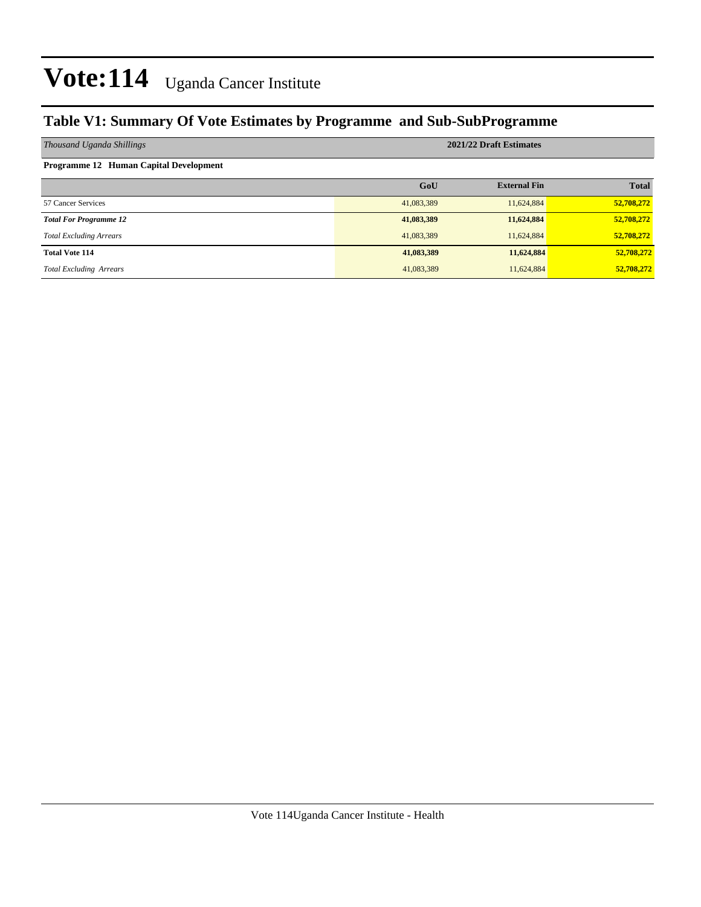# Vote:114 Uganda Cancer Institute

## Table V1: Summary Of Vote Estimates by Programme and Sub-SubProgramme

| *Thousand Uganda Shillings* | 2021/22 Draft Estimates | | |
|---|---|---|---|
| **Programme 12 Human Capital Development** | | | |
| | **GoU** | **External Fin** | **Total** |
| 57 Cancer Services | 41,083,389 | 11,624,884 | **52,708,272** |
| ***Total For Programme 12*** | **41,083,389** | **11,624,884** | **52,708,272** |
| *Total Excluding Arrears* | 41,083,389 | 11,624,884 | **52,708,272** |
| **Total Vote 114** | **41,083,389** | **11,624,884** | **52,708,272** |
| *Total Excluding Arrears* | 41,083,389 | 11,624,884 | **52,708,272** |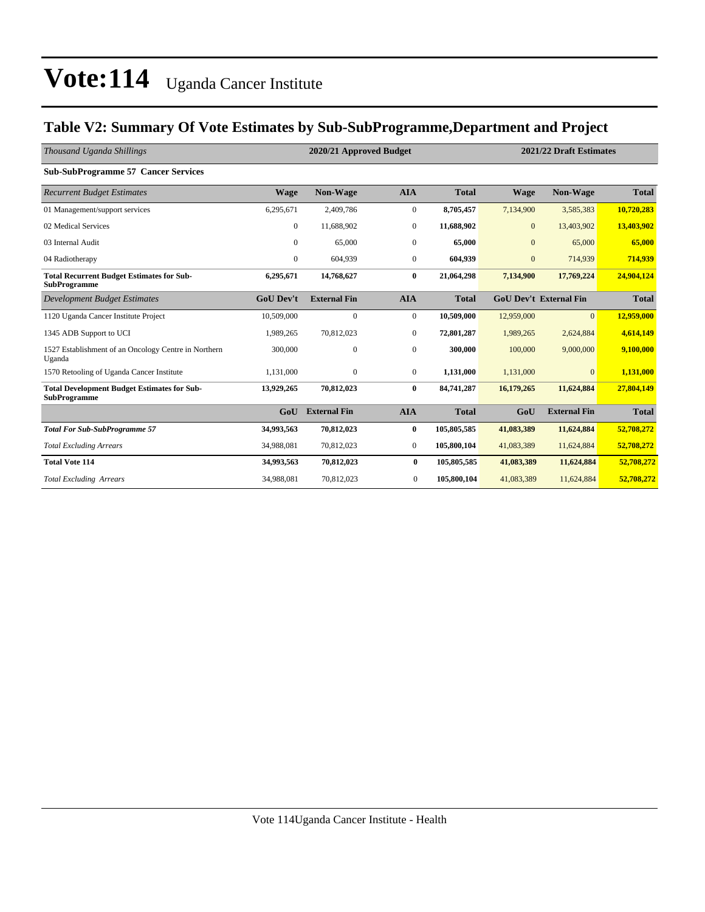# Vote:114 Uganda Cancer Institute

## Table V2: Summary Of Vote Estimates by Sub-SubProgramme,Department and Project

| *Thousand Uganda Shillings* | 2020/21 Approved Budget | | | | 2021/22 Draft Estimates | | |
|---|---|---|---|---|---|---|---|
| **Sub-SubProgramme 57 Cancer Services** | | | | | | | |
| *Recurrent Budget Estimates* | **Wage** | **Non-Wage** | **AIA** | **Total** | **Wage** | **Non-Wage** | **Total** |
| 01 Management/support services | 6,295,671 | 2,409,786 | 0 | **8,705,457** | 7,134,900 | 3,585,383 | **10,720,283** |
| 02 Medical Services | 0 | 11,688,902 | 0 | **11,688,902** | 0 | 13,403,902 | **13,403,902** |
| 03 Internal Audit | 0 | 65,000 | 0 | **65,000** | 0 | 65,000 | **65,000** |
| 04 Radiotherapy | 0 | 604,939 | 0 | **604,939** | 0 | 714,939 | **714,939** |
| **Total Recurrent Budget Estimates for Sub-SubProgramme** | **6,295,671** | **14,768,627** | **0** | **21,064,298** | **7,134,900** | **17,769,224** | **24,904,124** |
| *Development Budget Estimates* | **GoU Dev't** | **External Fin** | **AIA** | **Total** | **GoU Dev't** | **External Fin** | **Total** |
| 1120 Uganda Cancer Institute Project | 10,509,000 | 0 | 0 | **10,509,000** | 12,959,000 | 0 | **12,959,000** |
| 1345 ADB Support to UCI | 1,989,265 | 70,812,023 | 0 | **72,801,287** | 1,989,265 | 2,624,884 | **4,614,149** |
| 1527 Establishment of an Oncology Centre in Northern Uganda | 300,000 | 0 | 0 | **300,000** | 100,000 | 9,000,000 | **9,100,000** |
| 1570 Retooling of Uganda Cancer Institute | 1,131,000 | 0 | 0 | **1,131,000** | 1,131,000 | 0 | **1,131,000** |
| **Total Development Budget Estimates for Sub-SubProgramme** | **13,929,265** | **70,812,023** | **0** | **84,741,287** | **16,179,265** | **11,624,884** | **27,804,149** |
| | **GoU** | **External Fin** | **AIA** | **Total** | **GoU** | **External Fin** | **Total** |
| ***Total For Sub-SubProgramme 57*** | **34,993,563** | **70,812,023** | **0** | **105,805,585** | **41,083,389** | **11,624,884** | **52,708,272** |
| *Total Excluding Arrears* | 34,988,081 | 70,812,023 | 0 | **105,800,104** | 41,083,389 | 11,624,884 | **52,708,272** |
| **Total Vote 114** | **34,993,563** | **70,812,023** | **0** | **105,805,585** | **41,083,389** | **11,624,884** | **52,708,272** |
| *Total Excluding Arrears* | 34,988,081 | 70,812,023 | 0 | **105,800,104** | 41,083,389 | 11,624,884 | **52,708,272** |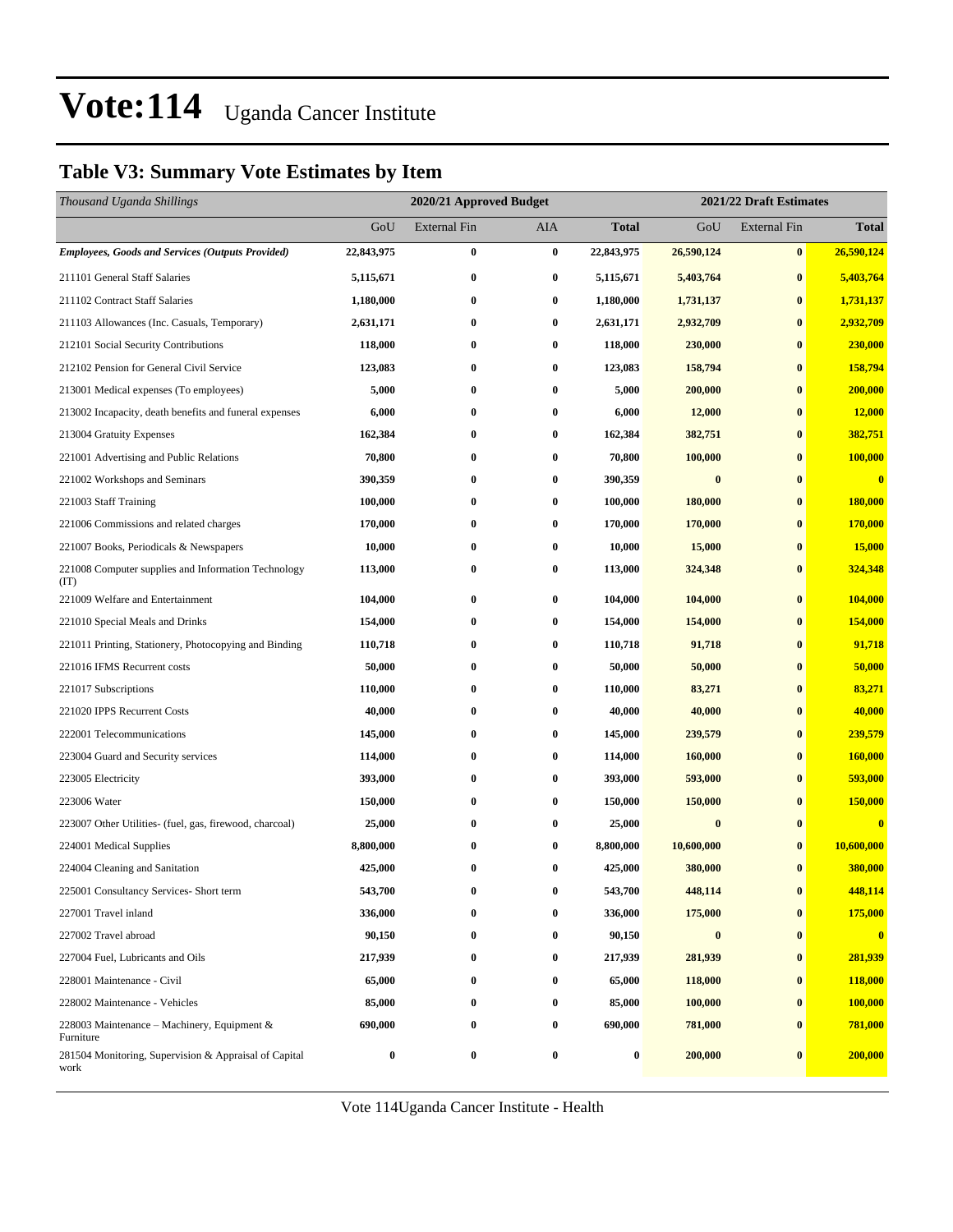# Vote:114 Uganda Cancer Institute

## Table V3: Summary Vote Estimates by Item

| *Thousand Uganda Shillings* | 2020/21 Approved Budget | | | | 2021/22 Draft Estimates | | |
|---|---|---|---|---|---|---|---|
| | GoU | External Fin | AIA | **Total** | GoU | External Fin | **Total** |
| ***Employees, Goods and Services (Outputs Provided)*** | **22,843,975** | **0** | **0** | **22,843,975** | **26,590,124** | **0** | **26,590,124** |
| 211101 General Staff Salaries | **5,115,671** | **0** | **0** | **5,115,671** | **5,403,764** | **0** | **5,403,764** |
| 211102 Contract Staff Salaries | **1,180,000** | **0** | **0** | **1,180,000** | **1,731,137** | **0** | **1,731,137** |
| 211103 Allowances (Inc. Casuals, Temporary) | **2,631,171** | **0** | **0** | **2,631,171** | **2,932,709** | **0** | **2,932,709** |
| 212101 Social Security Contributions | **118,000** | **0** | **0** | **118,000** | **230,000** | **0** | **230,000** |
| 212102 Pension for General Civil Service | **123,083** | **0** | **0** | **123,083** | **158,794** | **0** | **158,794** |
| 213001 Medical expenses (To employees) | **5,000** | **0** | **0** | **5,000** | **200,000** | **0** | **200,000** |
| 213002 Incapacity, death benefits and funeral expenses | **6,000** | **0** | **0** | **6,000** | **12,000** | **0** | **12,000** |
| 213004 Gratuity Expenses | **162,384** | **0** | **0** | **162,384** | **382,751** | **0** | **382,751** |
| 221001 Advertising and Public Relations | **70,800** | **0** | **0** | **70,800** | **100,000** | **0** | **100,000** |
| 221002 Workshops and Seminars | **390,359** | **0** | **0** | **390,359** | **0** | **0** | **0** |
| 221003 Staff Training | **100,000** | **0** | **0** | **100,000** | **180,000** | **0** | **180,000** |
| 221006 Commissions and related charges | **170,000** | **0** | **0** | **170,000** | **170,000** | **0** | **170,000** |
| 221007 Books, Periodicals & Newspapers | **10,000** | **0** | **0** | **10,000** | **15,000** | **0** | **15,000** |
| 221008 Computer supplies and Information Technology (IT) | **113,000** | **0** | **0** | **113,000** | **324,348** | **0** | **324,348** |
| 221009 Welfare and Entertainment | **104,000** | **0** | **0** | **104,000** | **104,000** | **0** | **104,000** |
| 221010 Special Meals and Drinks | **154,000** | **0** | **0** | **154,000** | **154,000** | **0** | **154,000** |
| 221011 Printing, Stationery, Photocopying and Binding | **110,718** | **0** | **0** | **110,718** | **91,718** | **0** | **91,718** |
| 221016 IFMS Recurrent costs | **50,000** | **0** | **0** | **50,000** | **50,000** | **0** | **50,000** |
| 221017 Subscriptions | **110,000** | **0** | **0** | **110,000** | **83,271** | **0** | **83,271** |
| 221020 IPPS Recurrent Costs | **40,000** | **0** | **0** | **40,000** | **40,000** | **0** | **40,000** |
| 222001 Telecommunications | **145,000** | **0** | **0** | **145,000** | **239,579** | **0** | **239,579** |
| 223004 Guard and Security services | **114,000** | **0** | **0** | **114,000** | **160,000** | **0** | **160,000** |
| 223005 Electricity | **393,000** | **0** | **0** | **393,000** | **593,000** | **0** | **593,000** |
| 223006 Water | **150,000** | **0** | **0** | **150,000** | **150,000** | **0** | **150,000** |
| 223007 Other Utilities- (fuel, gas, firewood, charcoal) | **25,000** | **0** | **0** | **25,000** | **0** | **0** | **0** |
| 224001 Medical Supplies | **8,800,000** | **0** | **0** | **8,800,000** | **10,600,000** | **0** | **10,600,000** |
| 224004 Cleaning and Sanitation | **425,000** | **0** | **0** | **425,000** | **380,000** | **0** | **380,000** |
| 225001 Consultancy Services- Short term | **543,700** | **0** | **0** | **543,700** | **448,114** | **0** | **448,114** |
| 227001 Travel inland | **336,000** | **0** | **0** | **336,000** | **175,000** | **0** | **175,000** |
| 227002 Travel abroad | **90,150** | **0** | **0** | **90,150** | **0** | **0** | **0** |
| 227004 Fuel, Lubricants and Oils | **217,939** | **0** | **0** | **217,939** | **281,939** | **0** | **281,939** |
| 228001 Maintenance - Civil | **65,000** | **0** | **0** | **65,000** | **118,000** | **0** | **118,000** |
| 228002 Maintenance - Vehicles | **85,000** | **0** | **0** | **85,000** | **100,000** | **0** | **100,000** |
| 228003 Maintenance – Machinery, Equipment & Furniture | **690,000** | **0** | **0** | **690,000** | **781,000** | **0** | **781,000** |
| 281504 Monitoring, Supervision & Appraisal of Capital work | **0** | **0** | **0** | **0** | **200,000** | **0** | **200,000** |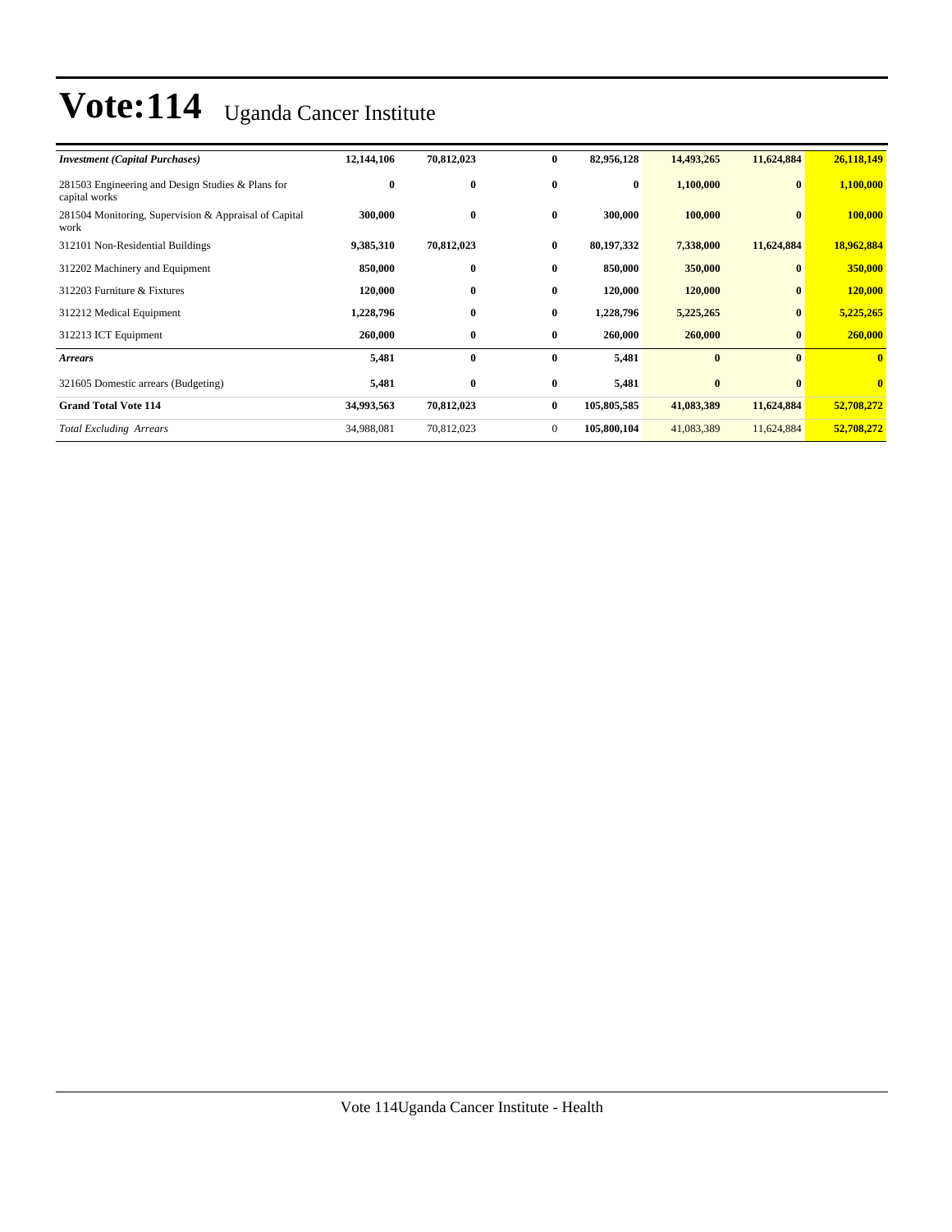# Vote:114 Uganda Cancer Institute

| | | | | | | | |
|---|---|---|---|---|---|---|---|
| ***Investment (Capital Purchases)*** | **12,144,106** | **70,812,023** | **0** | **82,956,128** | **14,493,265** | **11,624,884** | **26,118,149** |
| 281503 Engineering and Design Studies & Plans for capital works | **0** | **0** | **0** | **0** | **1,100,000** | **0** | **1,100,000** |
| 281504 Monitoring, Supervision & Appraisal of Capital work | **300,000** | **0** | **0** | **300,000** | **100,000** | **0** | **100,000** |
| 312101 Non-Residential Buildings | **9,385,310** | **70,812,023** | **0** | **80,197,332** | **7,338,000** | **11,624,884** | **18,962,884** |
| 312202 Machinery and Equipment | **850,000** | **0** | **0** | **850,000** | **350,000** | **0** | **350,000** |
| 312203 Furniture & Fixtures | **120,000** | **0** | **0** | **120,000** | **120,000** | **0** | **120,000** |
| 312212 Medical Equipment | **1,228,796** | **0** | **0** | **1,228,796** | **5,225,265** | **0** | **5,225,265** |
| 312213 ICT Equipment | **260,000** | **0** | **0** | **260,000** | **260,000** | **0** | **260,000** |
| ***Arrears*** | **5,481** | **0** | **0** | **5,481** | **0** | **0** | **0** |
| 321605 Domestic arrears (Budgeting) | **5,481** | **0** | **0** | **5,481** | **0** | **0** | **0** |
| **Grand Total Vote 114** | **34,993,563** | **70,812,023** | **0** | **105,805,585** | **41,083,389** | **11,624,884** | **52,708,272** |
| *Total Excluding Arrears* | 34,988,081 | 70,812,023 | 0 | **105,800,104** | 41,083,389 | 11,624,884 | **52,708,272** |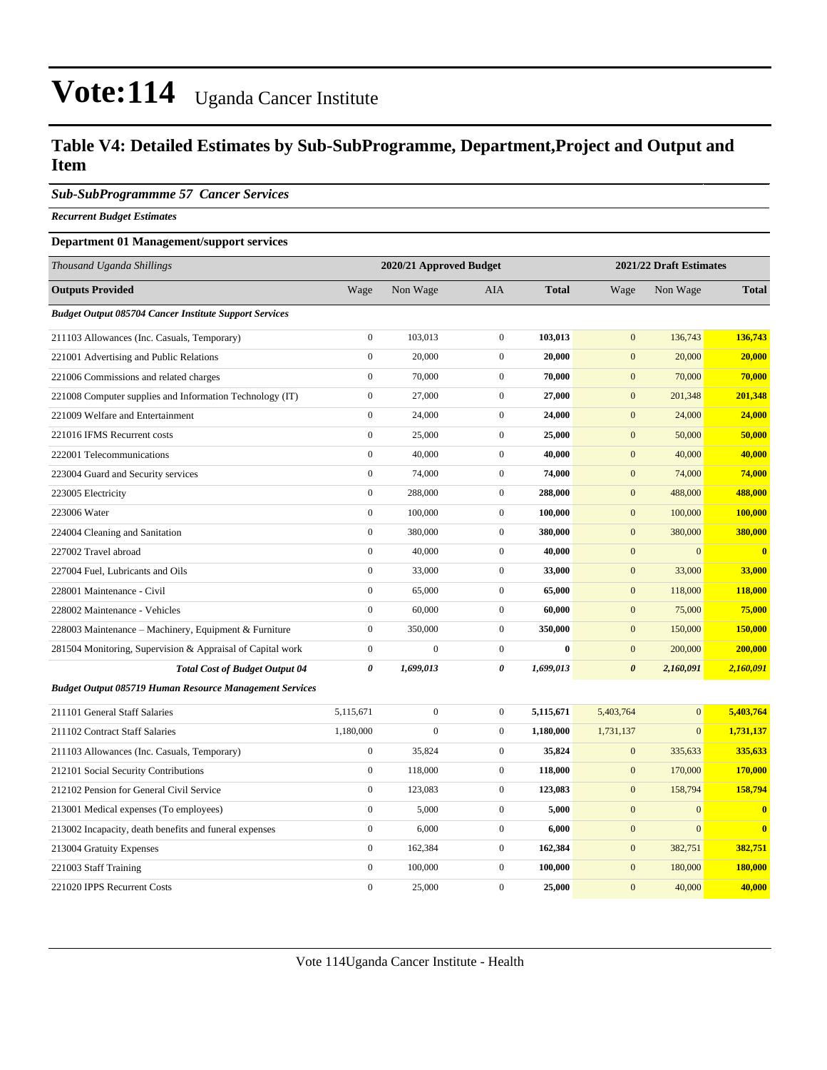# Vote:114 Uganda Cancer Institute

## Table V4: Detailed Estimates by Sub-SubProgramme, Department,Project and Output and Item

### *Sub-SubProgrammme 57 Cancer Services*

***Recurrent Budget Estimates***

**Department 01 Management/support services**

| *Thousand Uganda Shillings* | 2020/21 Approved Budget | | | | 2021/22 Draft Estimates | | |
|---|---|---|---|---|---|---|---|
| **Outputs Provided** | Wage | Non Wage | AIA | **Total** | Wage | Non Wage | **Total** |
| ***Budget Output 085704 Cancer Institute Support Services*** | | | | | | | |
| 211103 Allowances (Inc. Casuals, Temporary) | 0 | 103,013 | 0 | **103,013** | 0 | 136,743 | **136,743** |
| 221001 Advertising and Public Relations | 0 | 20,000 | 0 | **20,000** | 0 | 20,000 | **20,000** |
| 221006 Commissions and related charges | 0 | 70,000 | 0 | **70,000** | 0 | 70,000 | **70,000** |
| 221008 Computer supplies and Information Technology (IT) | 0 | 27,000 | 0 | **27,000** | 0 | 201,348 | **201,348** |
| 221009 Welfare and Entertainment | 0 | 24,000 | 0 | **24,000** | 0 | 24,000 | **24,000** |
| 221016 IFMS Recurrent costs | 0 | 25,000 | 0 | **25,000** | 0 | 50,000 | **50,000** |
| 222001 Telecommunications | 0 | 40,000 | 0 | **40,000** | 0 | 40,000 | **40,000** |
| 223004 Guard and Security services | 0 | 74,000 | 0 | **74,000** | 0 | 74,000 | **74,000** |
| 223005 Electricity | 0 | 288,000 | 0 | **288,000** | 0 | 488,000 | **488,000** |
| 223006 Water | 0 | 100,000 | 0 | **100,000** | 0 | 100,000 | **100,000** |
| 224004 Cleaning and Sanitation | 0 | 380,000 | 0 | **380,000** | 0 | 380,000 | **380,000** |
| 227002 Travel abroad | 0 | 40,000 | 0 | **40,000** | 0 | 0 | **0** |
| 227004 Fuel, Lubricants and Oils | 0 | 33,000 | 0 | **33,000** | 0 | 33,000 | **33,000** |
| 228001 Maintenance - Civil | 0 | 65,000 | 0 | **65,000** | 0 | 118,000 | **118,000** |
| 228002 Maintenance - Vehicles | 0 | 60,000 | 0 | **60,000** | 0 | 75,000 | **75,000** |
| 228003 Maintenance – Machinery, Equipment & Furniture | 0 | 350,000 | 0 | **350,000** | 0 | 150,000 | **150,000** |
| 281504 Monitoring, Supervision & Appraisal of Capital work | 0 | 0 | 0 | **0** | 0 | 200,000 | **200,000** |
| ***Total Cost of Budget Output 04*** | ***0*** | ***1,699,013*** | ***0*** | ***1,699,013*** | ***0*** | ***2,160,091*** | ***2,160,091*** |
| ***Budget Output 085719 Human Resource Management Services*** | | | | | | | |
| 211101 General Staff Salaries | 5,115,671 | 0 | 0 | **5,115,671** | 5,403,764 | 0 | **5,403,764** |
| 211102 Contract Staff Salaries | 1,180,000 | 0 | 0 | **1,180,000** | 1,731,137 | 0 | **1,731,137** |
| 211103 Allowances (Inc. Casuals, Temporary) | 0 | 35,824 | 0 | **35,824** | 0 | 335,633 | **335,633** |
| 212101 Social Security Contributions | 0 | 118,000 | 0 | **118,000** | 0 | 170,000 | **170,000** |
| 212102 Pension for General Civil Service | 0 | 123,083 | 0 | **123,083** | 0 | 158,794 | **158,794** |
| 213001 Medical expenses (To employees) | 0 | 5,000 | 0 | **5,000** | 0 | 0 | **0** |
| 213002 Incapacity, death benefits and funeral expenses | 0 | 6,000 | 0 | **6,000** | 0 | 0 | **0** |
| 213004 Gratuity Expenses | 0 | 162,384 | 0 | **162,384** | 0 | 382,751 | **382,751** |
| 221003 Staff Training | 0 | 100,000 | 0 | **100,000** | 0 | 180,000 | **180,000** |
| 221020 IPPS Recurrent Costs | 0 | 25,000 | 0 | **25,000** | 0 | 40,000 | **40,000** |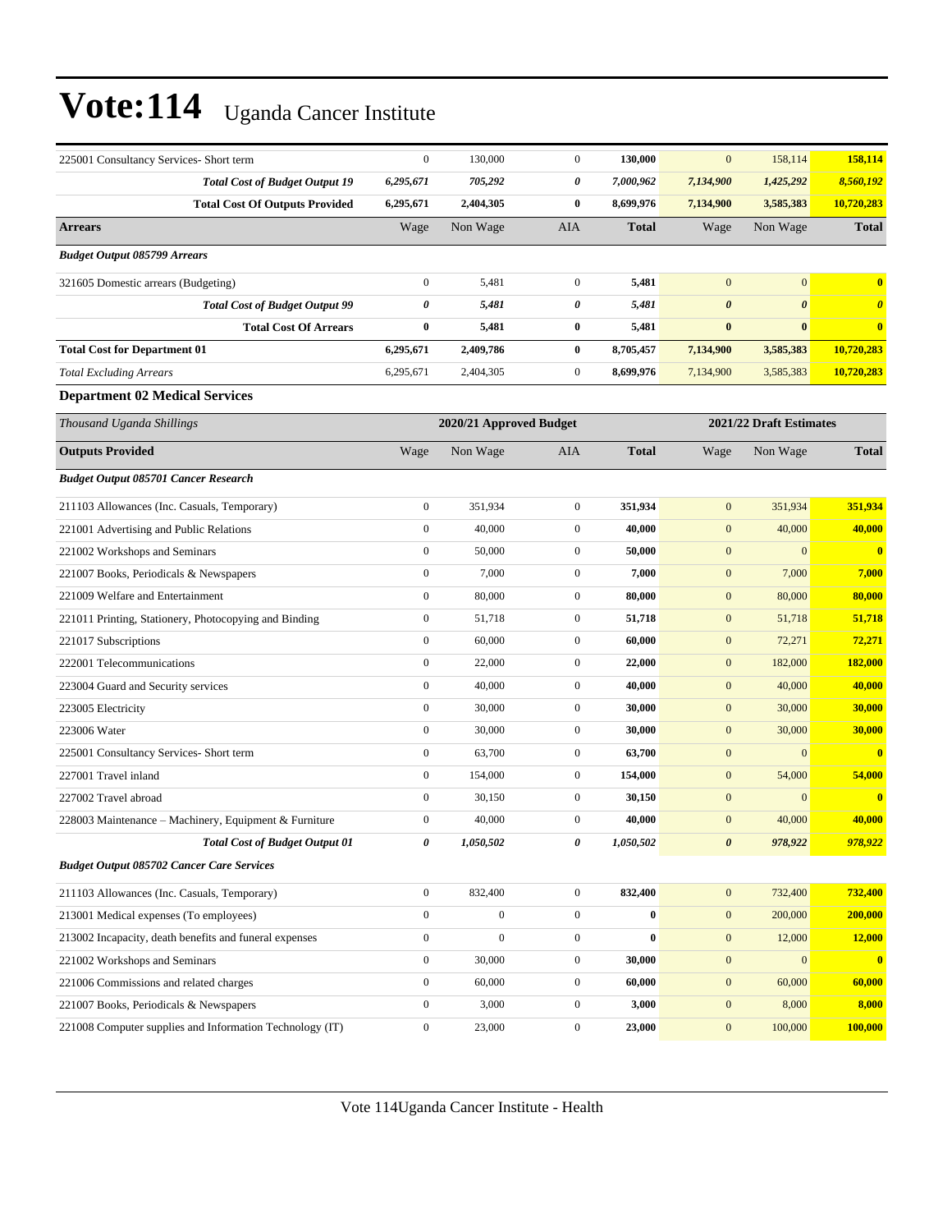# Vote:114 Uganda Cancer Institute

| | | | | | | | |
|---|---|---|---|---|---|---|---|
| 225001 Consultancy Services- Short term | 0 | 130,000 | 0 | **130,000** | 0 | 158,114 | **158,114** |
| ***Total Cost of Budget Output 19*** | ***6,295,671*** | ***705,292*** | ***0*** | ***7,000,962*** | ***7,134,900*** | ***1,425,292*** | ***8,560,192*** |
| **Total Cost Of Outputs Provided** | **6,295,671** | **2,404,305** | **0** | **8,699,976** | **7,134,900** | **3,585,383** | **10,720,283** |
| **Arrears** | Wage | Non Wage | AIA | **Total** | Wage | Non Wage | **Total** |
| ***Budget Output 085799 Arrears*** | | | | | | | |
| 321605 Domestic arrears (Budgeting) | 0 | 5,481 | 0 | **5,481** | 0 | 0 | **0** |
| ***Total Cost of Budget Output 99*** | ***0*** | ***5,481*** | ***0*** | ***5,481*** | ***0*** | ***0*** | ***0*** |
| **Total Cost Of Arrears** | **0** | **5,481** | **0** | **5,481** | **0** | **0** | **0** |
| **Total Cost for Department 01** | **6,295,671** | **2,409,786** | **0** | **8,705,457** | **7,134,900** | **3,585,383** | **10,720,283** |
| *Total Excluding Arrears* | 6,295,671 | 2,404,305 | 0 | **8,699,976** | 7,134,900 | 3,585,383 | **10,720,283** |

**Department 02 Medical Services**

| *Thousand Uganda Shillings* | 2020/21 Approved Budget | | | | 2021/22 Draft Estimates | | |
|---|---|---|---|---|---|---|---|
| **Outputs Provided** | Wage | Non Wage | AIA | **Total** | Wage | Non Wage | **Total** |
| ***Budget Output 085701 Cancer Research*** | | | | | | | |
| 211103 Allowances (Inc. Casuals, Temporary) | 0 | 351,934 | 0 | **351,934** | 0 | 351,934 | **351,934** |
| 221001 Advertising and Public Relations | 0 | 40,000 | 0 | **40,000** | 0 | 40,000 | **40,000** |
| 221002 Workshops and Seminars | 0 | 50,000 | 0 | **50,000** | 0 | 0 | **0** |
| 221007 Books, Periodicals & Newspapers | 0 | 7,000 | 0 | **7,000** | 0 | 7,000 | **7,000** |
| 221009 Welfare and Entertainment | 0 | 80,000 | 0 | **80,000** | 0 | 80,000 | **80,000** |
| 221011 Printing, Stationery, Photocopying and Binding | 0 | 51,718 | 0 | **51,718** | 0 | 51,718 | **51,718** |
| 221017 Subscriptions | 0 | 60,000 | 0 | **60,000** | 0 | 72,271 | **72,271** |
| 222001 Telecommunications | 0 | 22,000 | 0 | **22,000** | 0 | 182,000 | **182,000** |
| 223004 Guard and Security services | 0 | 40,000 | 0 | **40,000** | 0 | 40,000 | **40,000** |
| 223005 Electricity | 0 | 30,000 | 0 | **30,000** | 0 | 30,000 | **30,000** |
| 223006 Water | 0 | 30,000 | 0 | **30,000** | 0 | 30,000 | **30,000** |
| 225001 Consultancy Services- Short term | 0 | 63,700 | 0 | **63,700** | 0 | 0 | **0** |
| 227001 Travel inland | 0 | 154,000 | 0 | **154,000** | 0 | 54,000 | **54,000** |
| 227002 Travel abroad | 0 | 30,150 | 0 | **30,150** | 0 | 0 | **0** |
| 228003 Maintenance – Machinery, Equipment & Furniture | 0 | 40,000 | 0 | **40,000** | 0 | 40,000 | **40,000** |
| ***Total Cost of Budget Output 01*** | ***0*** | ***1,050,502*** | ***0*** | ***1,050,502*** | ***0*** | ***978,922*** | ***978,922*** |
| ***Budget Output 085702 Cancer Care Services*** | | | | | | | |
| 211103 Allowances (Inc. Casuals, Temporary) | 0 | 832,400 | 0 | **832,400** | 0 | 732,400 | **732,400** |
| 213001 Medical expenses (To employees) | 0 | 0 | 0 | **0** | 0 | 200,000 | **200,000** |
| 213002 Incapacity, death benefits and funeral expenses | 0 | 0 | 0 | **0** | 0 | 12,000 | **12,000** |
| 221002 Workshops and Seminars | 0 | 30,000 | 0 | **30,000** | 0 | 0 | **0** |
| 221006 Commissions and related charges | 0 | 60,000 | 0 | **60,000** | 0 | 60,000 | **60,000** |
| 221007 Books, Periodicals & Newspapers | 0 | 3,000 | 0 | **3,000** | 0 | 8,000 | **8,000** |
| 221008 Computer supplies and Information Technology (IT) | 0 | 23,000 | 0 | **23,000** | 0 | 100,000 | **100,000** |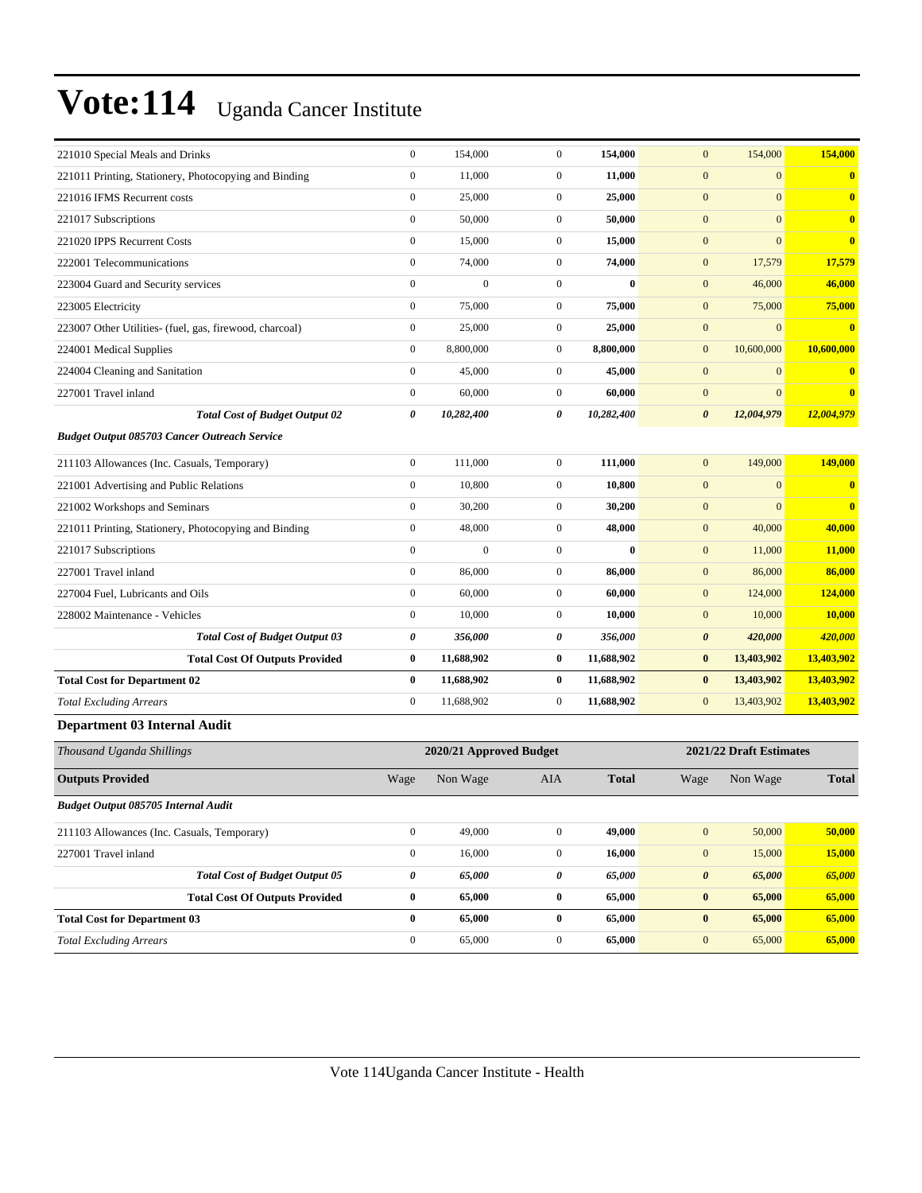# Vote:114 Uganda Cancer Institute

| | | | | | | | |
|---|---|---|---|---|---|---|---|
| 221010 Special Meals and Drinks | 0 | 154,000 | 0 | **154,000** | 0 | 154,000 | **154,000** |
| 221011 Printing, Stationery, Photocopying and Binding | 0 | 11,000 | 0 | **11,000** | 0 | 0 | **0** |
| 221016 IFMS Recurrent costs | 0 | 25,000 | 0 | **25,000** | 0 | 0 | **0** |
| 221017 Subscriptions | 0 | 50,000 | 0 | **50,000** | 0 | 0 | **0** |
| 221020 IPPS Recurrent Costs | 0 | 15,000 | 0 | **15,000** | 0 | 0 | **0** |
| 222001 Telecommunications | 0 | 74,000 | 0 | **74,000** | 0 | 17,579 | **17,579** |
| 223004 Guard and Security services | 0 | 0 | 0 | **0** | 0 | 46,000 | **46,000** |
| 223005 Electricity | 0 | 75,000 | 0 | **75,000** | 0 | 75,000 | **75,000** |
| 223007 Other Utilities- (fuel, gas, firewood, charcoal) | 0 | 25,000 | 0 | **25,000** | 0 | 0 | **0** |
| 224001 Medical Supplies | 0 | 8,800,000 | 0 | **8,800,000** | 0 | 10,600,000 | **10,600,000** |
| 224004 Cleaning and Sanitation | 0 | 45,000 | 0 | **45,000** | 0 | 0 | **0** |
| 227001 Travel inland | 0 | 60,000 | 0 | **60,000** | 0 | 0 | **0** |
| ***Total Cost of Budget Output 02*** | ***0*** | ***10,282,400*** | ***0*** | ***10,282,400*** | ***0*** | ***12,004,979*** | ***12,004,979*** |
| ***Budget Output 085703 Cancer Outreach Service*** | | | | | | | |
| 211103 Allowances (Inc. Casuals, Temporary) | 0 | 111,000 | 0 | **111,000** | 0 | 149,000 | **149,000** |
| 221001 Advertising and Public Relations | 0 | 10,800 | 0 | **10,800** | 0 | 0 | **0** |
| 221002 Workshops and Seminars | 0 | 30,200 | 0 | **30,200** | 0 | 0 | **0** |
| 221011 Printing, Stationery, Photocopying and Binding | 0 | 48,000 | 0 | **48,000** | 0 | 40,000 | **40,000** |
| 221017 Subscriptions | 0 | 0 | 0 | **0** | 0 | 11,000 | **11,000** |
| 227001 Travel inland | 0 | 86,000 | 0 | **86,000** | 0 | 86,000 | **86,000** |
| 227004 Fuel, Lubricants and Oils | 0 | 60,000 | 0 | **60,000** | 0 | 124,000 | **124,000** |
| 228002 Maintenance - Vehicles | 0 | 10,000 | 0 | **10,000** | 0 | 10,000 | **10,000** |
| ***Total Cost of Budget Output 03*** | ***0*** | ***356,000*** | ***0*** | ***356,000*** | ***0*** | ***420,000*** | ***420,000*** |
| **Total Cost Of Outputs Provided** | **0** | **11,688,902** | **0** | **11,688,902** | **0** | **13,403,902** | **13,403,902** |
| **Total Cost for Department 02** | **0** | **11,688,902** | **0** | **11,688,902** | **0** | **13,403,902** | **13,403,902** |
| *Total Excluding Arrears* | 0 | 11,688,902 | 0 | **11,688,902** | 0 | 13,403,902 | **13,403,902** |

**Department 03 Internal Audit**

| *Thousand Uganda Shillings* | 2020/21 Approved Budget | | | | 2021/22 Draft Estimates | | |
|---|---|---|---|---|---|---|---|
| **Outputs Provided** | Wage | Non Wage | AIA | **Total** | Wage | Non Wage | **Total** |
| ***Budget Output 085705 Internal Audit*** | | | | | | | |
| 211103 Allowances (Inc. Casuals, Temporary) | 0 | 49,000 | 0 | **49,000** | 0 | 50,000 | **50,000** |
| 227001 Travel inland | 0 | 16,000 | 0 | **16,000** | 0 | 15,000 | **15,000** |
| ***Total Cost of Budget Output 05*** | ***0*** | ***65,000*** | ***0*** | ***65,000*** | ***0*** | ***65,000*** | ***65,000*** |
| **Total Cost Of Outputs Provided** | **0** | **65,000** | **0** | **65,000** | **0** | **65,000** | **65,000** |
| **Total Cost for Department 03** | **0** | **65,000** | **0** | **65,000** | **0** | **65,000** | **65,000** |
| *Total Excluding Arrears* | 0 | 65,000 | 0 | **65,000** | 0 | 65,000 | **65,000** |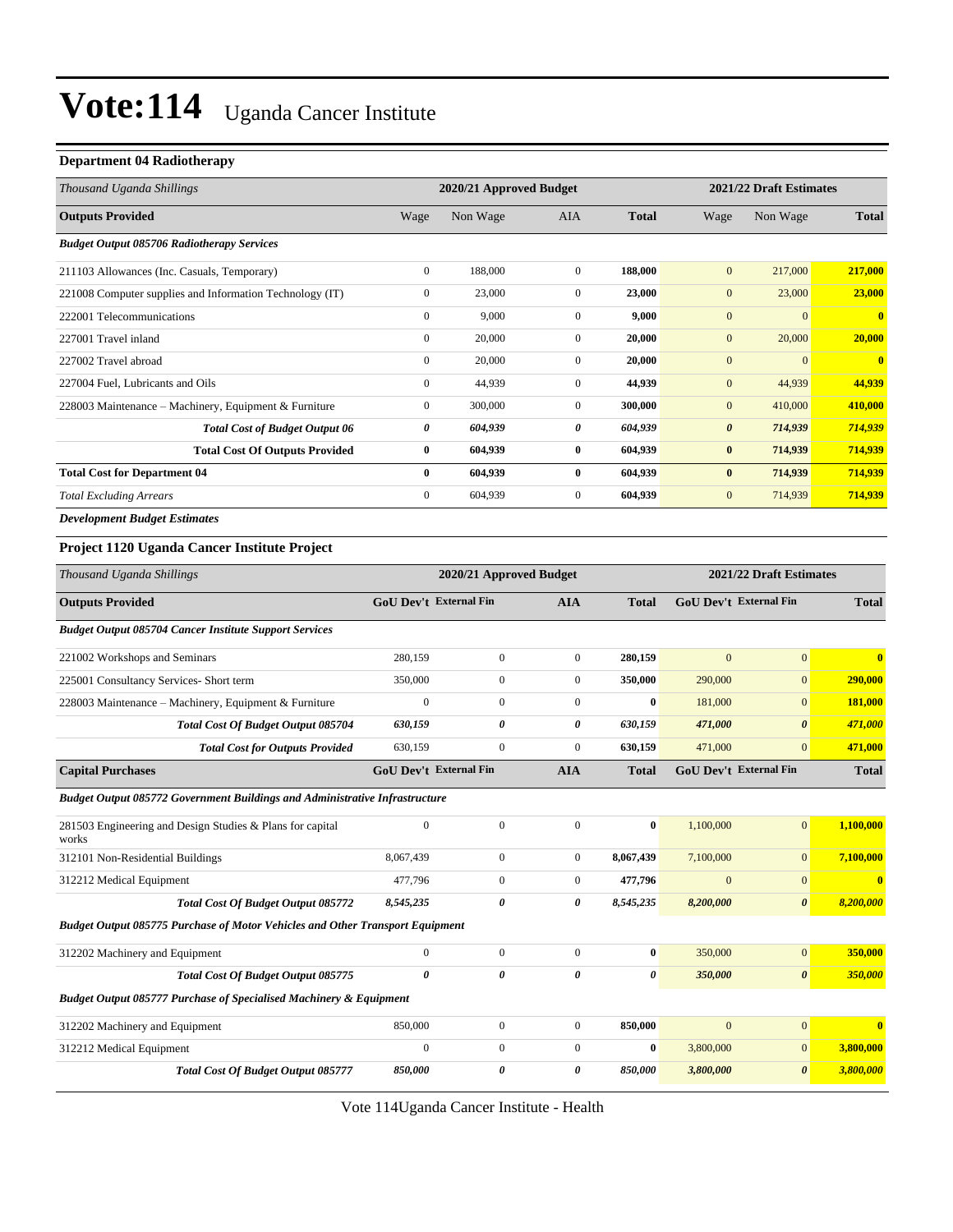# Vote:114 Uganda Cancer Institute

### Department 04 Radiotherapy

| Thousand Uganda Shillings | 2020/21 Approved Budget | | | | 2021/22 Draft Estimates | | |
|---|---|---|---|---|---|---|---|
| **Outputs Provided** | Wage | Non Wage | AIA | **Total** | Wage | Non Wage | **Total** |
| ***Budget Output 085706 Radiotherapy Services*** | | | | | | | |
| 211103 Allowances (Inc. Casuals, Temporary) | 0 | 188,000 | 0 | **188,000** | 0 | 217,000 | **217,000** |
| 221008 Computer supplies and Information Technology (IT) | 0 | 23,000 | 0 | **23,000** | 0 | 23,000 | **23,000** |
| 222001 Telecommunications | 0 | 9,000 | 0 | **9,000** | 0 | 0 | **0** |
| 227001 Travel inland | 0 | 20,000 | 0 | **20,000** | 0 | 20,000 | **20,000** |
| 227002 Travel abroad | 0 | 20,000 | 0 | **20,000** | 0 | 0 | **0** |
| 227004 Fuel, Lubricants and Oils | 0 | 44,939 | 0 | **44,939** | 0 | 44,939 | **44,939** |
| 228003 Maintenance – Machinery, Equipment & Furniture | 0 | 300,000 | 0 | **300,000** | 0 | 410,000 | **410,000** |
| ***Total Cost of Budget Output 06*** | ***0*** | ***604,939*** | ***0*** | ***604,939*** | ***0*** | ***714,939*** | ***714,939*** |
| **Total Cost Of Outputs Provided** | **0** | **604,939** | **0** | **604,939** | **0** | **714,939** | **714,939** |
| **Total Cost for Department 04** | **0** | **604,939** | **0** | **604,939** | **0** | **714,939** | **714,939** |
| *Total Excluding Arrears* | 0 | 604,939 | 0 | **604,939** | 0 | 714,939 | **714,939** |

***Development Budget Estimates***

### Project 1120 Uganda Cancer Institute Project

| Thousand Uganda Shillings | 2020/21 Approved Budget | | | | 2021/22 Draft Estimates | | |
|---|---|---|---|---|---|---|---|
| **Outputs Provided** | **GoU Dev't** | **External Fin** | **AIA** | **Total** | **GoU Dev't** | **External Fin** | **Total** |
| ***Budget Output 085704 Cancer Institute Support Services*** | | | | | | | |
| 221002 Workshops and Seminars | 280,159 | 0 | 0 | **280,159** | 0 | 0 | **0** |
| 225001 Consultancy Services- Short term | 350,000 | 0 | 0 | **350,000** | 290,000 | 0 | **290,000** |
| 228003 Maintenance – Machinery, Equipment & Furniture | 0 | 0 | 0 | **0** | 181,000 | 0 | **181,000** |
| ***Total Cost Of Budget Output 085704*** | ***630,159*** | ***0*** | ***0*** | ***630,159*** | ***471,000*** | ***0*** | ***471,000*** |
| ***Total Cost for Outputs Provided*** | 630,159 | 0 | 0 | **630,159** | 471,000 | 0 | **471,000** |
| **Capital Purchases** | **GoU Dev't** | **External Fin** | **AIA** | **Total** | **GoU Dev't** | **External Fin** | **Total** |
| ***Budget Output 085772 Government Buildings and Administrative Infrastructure*** | | | | | | | |
| 281503 Engineering and Design Studies & Plans for capital works | 0 | 0 | 0 | **0** | 1,100,000 | 0 | **1,100,000** |
| 312101 Non-Residential Buildings | 8,067,439 | 0 | 0 | **8,067,439** | 7,100,000 | 0 | **7,100,000** |
| 312212 Medical Equipment | 477,796 | 0 | 0 | **477,796** | 0 | 0 | **0** |
| ***Total Cost Of Budget Output 085772*** | ***8,545,235*** | ***0*** | ***0*** | ***8,545,235*** | ***8,200,000*** | ***0*** | ***8,200,000*** |
| ***Budget Output 085775 Purchase of Motor Vehicles and Other Transport Equipment*** | | | | | | | |
| 312202 Machinery and Equipment | 0 | 0 | 0 | **0** | 350,000 | 0 | **350,000** |
| ***Total Cost Of Budget Output 085775*** | ***0*** | ***0*** | ***0*** | ***0*** | ***350,000*** | ***0*** | ***350,000*** |
| ***Budget Output 085777 Purchase of Specialised Machinery & Equipment*** | | | | | | | |
| 312202 Machinery and Equipment | 850,000 | 0 | 0 | **850,000** | 0 | 0 | **0** |
| 312212 Medical Equipment | 0 | 0 | 0 | **0** | 3,800,000 | 0 | **3,800,000** |
| ***Total Cost Of Budget Output 085777*** | ***850,000*** | ***0*** | ***0*** | ***850,000*** | ***3,800,000*** | ***0*** | ***3,800,000*** |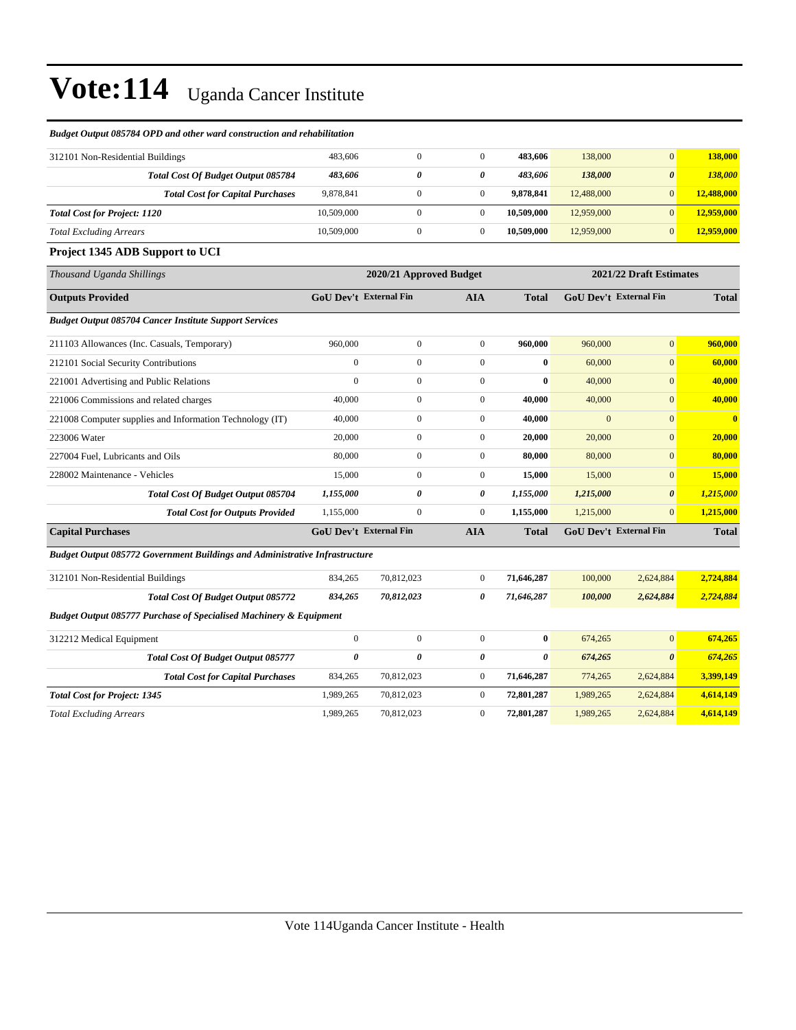# Vote:114 Uganda Cancer Institute

*Budget Output 085784 OPD and other ward construction and rehabilitation*

| | | | | | | | |
|---|---|---|---|---|---|---|---|
| 312101 Non-Residential Buildings | 483,606 | 0 | 0 | **483,606** | 138,000 | 0 | **138,000** |
| ***Total Cost Of Budget Output 085784*** | ***483,606*** | ***0*** | ***0*** | ***483,606*** | ***138,000*** | ***0*** | ***138,000*** |
| ***Total Cost for Capital Purchases*** | 9,878,841 | 0 | 0 | **9,878,841** | 12,488,000 | 0 | **12,488,000** |
| ***Total Cost for Project: 1120*** | 10,509,000 | 0 | 0 | **10,509,000** | 12,959,000 | 0 | **12,959,000** |
| *Total Excluding Arrears* | 10,509,000 | 0 | 0 | **10,509,000** | 12,959,000 | 0 | **12,959,000** |

### Project 1345 ADB Support to UCI

| *Thousand Uganda Shillings* | 2020/21 Approved Budget | | | | 2021/22 Draft Estimates | | |
|---|---|---|---|---|---|---|---|
| **Outputs Provided** | **GoU Dev't** | **External Fin** | **AIA** | **Total** | **GoU Dev't** | **External Fin** | **Total** |
| ***Budget Output 085704 Cancer Institute Support Services*** | | | | | | | |
| 211103 Allowances (Inc. Casuals, Temporary) | 960,000 | 0 | 0 | **960,000** | 960,000 | 0 | **960,000** |
| 212101 Social Security Contributions | 0 | 0 | 0 | **0** | 60,000 | 0 | **60,000** |
| 221001 Advertising and Public Relations | 0 | 0 | 0 | **0** | 40,000 | 0 | **40,000** |
| 221006 Commissions and related charges | 40,000 | 0 | 0 | **40,000** | 40,000 | 0 | **40,000** |
| 221008 Computer supplies and Information Technology (IT) | 40,000 | 0 | 0 | **40,000** | 0 | 0 | **0** |
| 223006 Water | 20,000 | 0 | 0 | **20,000** | 20,000 | 0 | **20,000** |
| 227004 Fuel, Lubricants and Oils | 80,000 | 0 | 0 | **80,000** | 80,000 | 0 | **80,000** |
| 228002 Maintenance - Vehicles | 15,000 | 0 | 0 | **15,000** | 15,000 | 0 | **15,000** |
| ***Total Cost Of Budget Output 085704*** | ***1,155,000*** | ***0*** | ***0*** | ***1,155,000*** | ***1,215,000*** | ***0*** | ***1,215,000*** |
| ***Total Cost for Outputs Provided*** | 1,155,000 | 0 | 0 | **1,155,000** | 1,215,000 | 0 | **1,215,000** |
| **Capital Purchases** | **GoU Dev't** | **External Fin** | **AIA** | **Total** | **GoU Dev't** | **External Fin** | **Total** |
| ***Budget Output 085772 Government Buildings and Administrative Infrastructure*** | | | | | | | |
| 312101 Non-Residential Buildings | 834,265 | 70,812,023 | 0 | **71,646,287** | 100,000 | 2,624,884 | **2,724,884** |
| ***Total Cost Of Budget Output 085772*** | ***834,265*** | ***70,812,023*** | ***0*** | ***71,646,287*** | ***100,000*** | ***2,624,884*** | ***2,724,884*** |
| ***Budget Output 085777 Purchase of Specialised Machinery & Equipment*** | | | | | | | |
| 312212 Medical Equipment | 0 | 0 | 0 | **0** | 674,265 | 0 | **674,265** |
| ***Total Cost Of Budget Output 085777*** | ***0*** | ***0*** | ***0*** | ***0*** | ***674,265*** | ***0*** | ***674,265*** |
| ***Total Cost for Capital Purchases*** | 834,265 | 70,812,023 | 0 | **71,646,287** | 774,265 | 2,624,884 | **3,399,149** |
| ***Total Cost for Project: 1345*** | 1,989,265 | 70,812,023 | 0 | **72,801,287** | 1,989,265 | 2,624,884 | **4,614,149** |
| *Total Excluding Arrears* | 1,989,265 | 70,812,023 | 0 | **72,801,287** | 1,989,265 | 2,624,884 | **4,614,149** |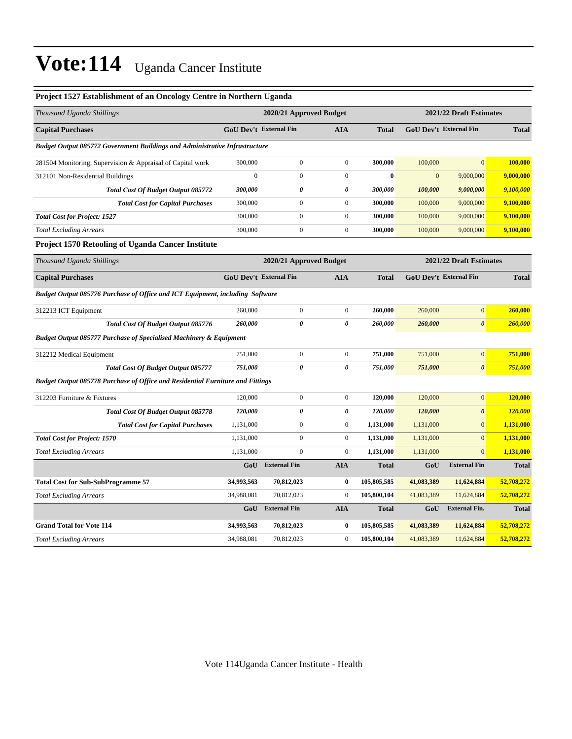# Vote:114 Uganda Cancer Institute

### Project 1527 Establishment of an Oncology Centre in Northern Uganda

| *Thousand Uganda Shillings* | 2020/21 Approved Budget | | | | 2021/22 Draft Estimates | | |
|---|---|---|---|---|---|---|---|
| **Capital Purchases** | **GoU Dev't** | **External Fin** | **AIA** | **Total** | **GoU Dev't** | **External Fin** | **Total** |
| ***Budget Output 085772 Government Buildings and Administrative Infrastructure*** | | | | | | | |
| 281504 Monitoring, Supervision & Appraisal of Capital work | 300,000 | 0 | 0 | **300,000** | 100,000 | 0 | **100,000** |
| 312101 Non-Residential Buildings | 0 | 0 | 0 | **0** | 0 | 9,000,000 | **9,000,000** |
| ***Total Cost Of Budget Output 085772*** | ***300,000*** | ***0*** | ***0*** | ***300,000*** | ***100,000*** | ***9,000,000*** | ***9,100,000*** |
| ***Total Cost for Capital Purchases*** | 300,000 | 0 | 0 | **300,000** | 100,000 | 9,000,000 | **9,100,000** |
| ***Total Cost for Project: 1527*** | 300,000 | 0 | 0 | **300,000** | 100,000 | 9,000,000 | **9,100,000** |
| *Total Excluding Arrears* | 300,000 | 0 | 0 | **300,000** | 100,000 | 9,000,000 | **9,100,000** |

### Project 1570 Retooling of Uganda Cancer Institute

| *Thousand Uganda Shillings* | 2020/21 Approved Budget | | | | 2021/22 Draft Estimates | | |
|---|---|---|---|---|---|---|---|
| **Capital Purchases** | **GoU Dev't** | **External Fin** | **AIA** | **Total** | **GoU Dev't** | **External Fin** | **Total** |
| ***Budget Output 085776 Purchase of Office and ICT Equipment, including Software*** | | | | | | | |
| 312213 ICT Equipment | 260,000 | 0 | 0 | **260,000** | 260,000 | 0 | **260,000** |
| ***Total Cost Of Budget Output 085776*** | ***260,000*** | ***0*** | ***0*** | ***260,000*** | ***260,000*** | ***0*** | ***260,000*** |
| ***Budget Output 085777 Purchase of Specialised Machinery & Equipment*** | | | | | | | |
| 312212 Medical Equipment | 751,000 | 0 | 0 | **751,000** | 751,000 | 0 | **751,000** |
| ***Total Cost Of Budget Output 085777*** | ***751,000*** | ***0*** | ***0*** | ***751,000*** | ***751,000*** | ***0*** | ***751,000*** |
| ***Budget Output 085778 Purchase of Office and Residential Furniture and Fittings*** | | | | | | | |
| 312203 Furniture & Fixtures | 120,000 | 0 | 0 | **120,000** | 120,000 | 0 | **120,000** |
| ***Total Cost Of Budget Output 085778*** | ***120,000*** | ***0*** | ***0*** | ***120,000*** | ***120,000*** | ***0*** | ***120,000*** |
| ***Total Cost for Capital Purchases*** | 1,131,000 | 0 | 0 | **1,131,000** | 1,131,000 | 0 | **1,131,000** |
| ***Total Cost for Project: 1570*** | 1,131,000 | 0 | 0 | **1,131,000** | 1,131,000 | 0 | **1,131,000** |
| *Total Excluding Arrears* | 1,131,000 | 0 | 0 | **1,131,000** | 1,131,000 | 0 | **1,131,000** |
| | **GoU** | **External Fin** | **AIA** | **Total** | **GoU** | **External Fin** | **Total** |
| **Total Cost for Sub-SubProgramme 57** | **34,993,563** | **70,812,023** | **0** | **105,805,585** | **41,083,389** | **11,624,884** | **52,708,272** |
| *Total Excluding Arrears* | 34,988,081 | 70,812,023 | 0 | **105,800,104** | 41,083,389 | 11,624,884 | **52,708,272** |
| | **GoU** | **External Fin** | **AIA** | **Total** | **GoU** | **External Fin.** | **Total** |
| **Grand Total for Vote 114** | **34,993,563** | **70,812,023** | **0** | **105,805,585** | **41,083,389** | **11,624,884** | **52,708,272** |
| *Total Excluding Arrears* | 34,988,081 | 70,812,023 | 0 | **105,800,104** | 41,083,389 | 11,624,884 | **52,708,272** |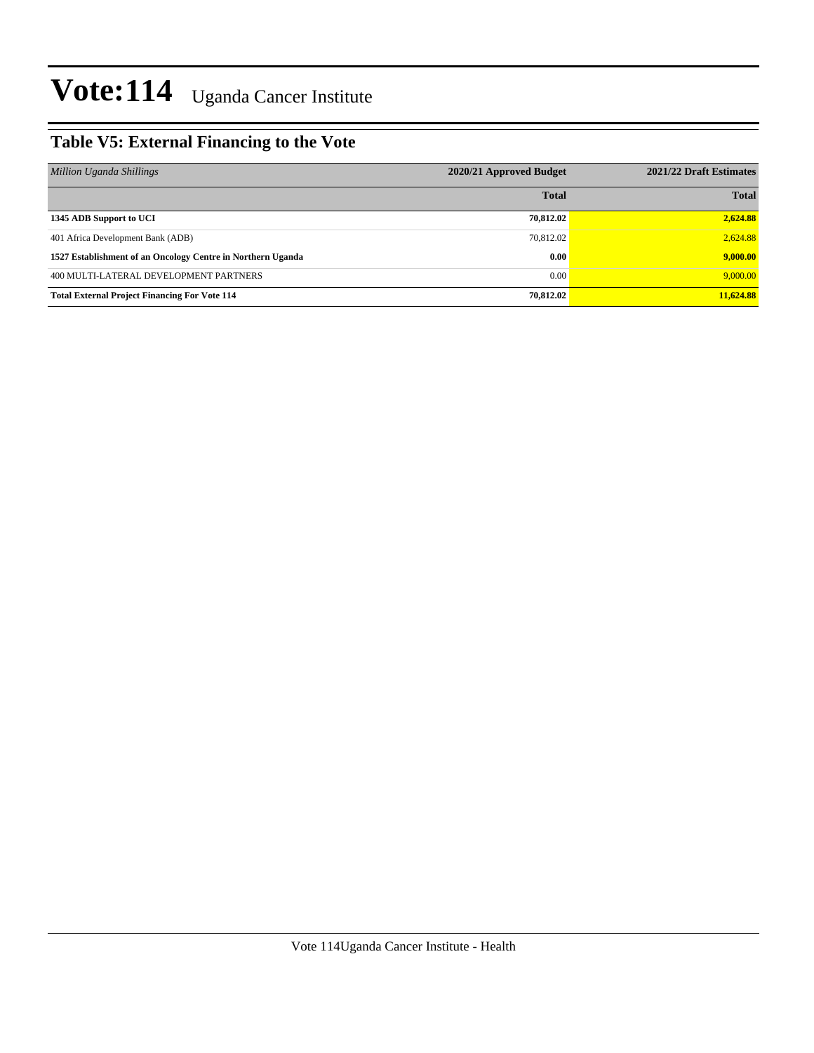# Vote:114 Uganda Cancer Institute

## Table V5: External Financing to the Vote

| *Million Uganda Shillings* | 2020/21 Approved Budget | 2021/22 Draft Estimates |
|---|---|---|
| | **Total** | **Total** |
| **1345 ADB Support to UCI** | **70,812.02** | **2,624.88** |
| 401 Africa Development Bank (ADB) | 70,812.02 | 2,624.88 |
| **1527 Establishment of an Oncology Centre in Northern Uganda** | **0.00** | **9,000.00** |
| 400 MULTI-LATERAL DEVELOPMENT PARTNERS | 0.00 | 9,000.00 |
| **Total External Project Financing For Vote 114** | **70,812.02** | **11,624.88** |